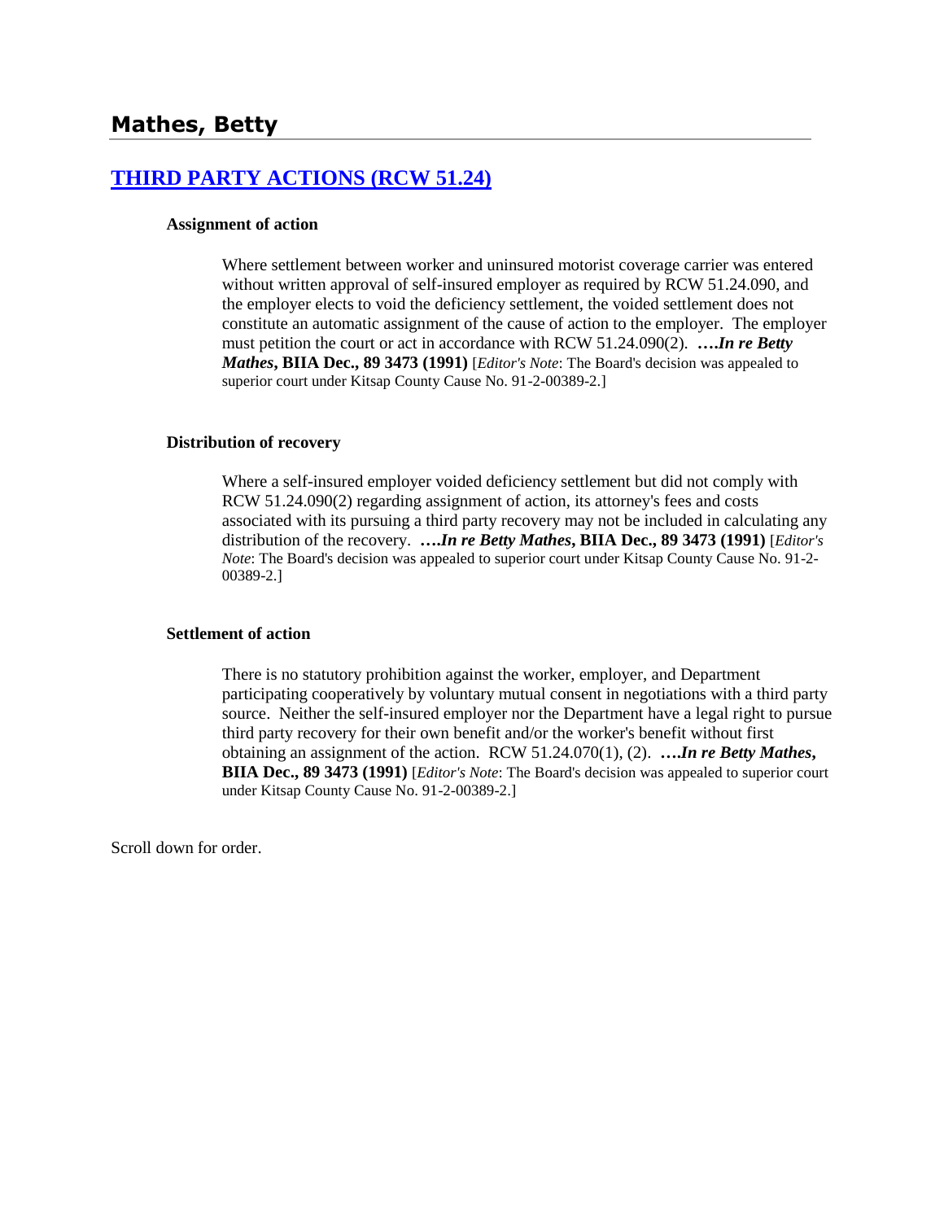# Mathes, Betty

## THIRD PARTY ACTIONS (RCW 51.24)

### Assignment of action

Where settlement between worker and uninsured motorist coverage carrier was entered without written approval of self-insured employer as required by RCW 51.24.090, and the employer elects to void the deficiency settlement, the voided settlement does not constitute an automatic assignment of the cause of action to the employer. The employer must petition the court or act in accordance with RCW 51.24.090(2). **….*In re Betty Mathes*, BIIA Dec., 89 3473 (1991)** [*Editor's Note*: The Board's decision was appealed to superior court under Kitsap County Cause No. 91-2-00389-2.]

### Distribution of recovery

Where a self-insured employer voided deficiency settlement but did not comply with RCW 51.24.090(2) regarding assignment of action, its attorney's fees and costs associated with its pursuing a third party recovery may not be included in calculating any distribution of the recovery. **….*In re Betty Mathes*, BIIA Dec., 89 3473 (1991)** [*Editor's Note*: The Board's decision was appealed to superior court under Kitsap County Cause No. 91-2-00389-2.]

### Settlement of action

There is no statutory prohibition against the worker, employer, and Department participating cooperatively by voluntary mutual consent in negotiations with a third party source. Neither the self-insured employer nor the Department have a legal right to pursue third party recovery for their own benefit and/or the worker's benefit without first obtaining an assignment of the action. RCW 51.24.070(1), (2). **….*In re Betty Mathes*, BIIA Dec., 89 3473 (1991)** [*Editor's Note*: The Board's decision was appealed to superior court under Kitsap County Cause No. 91-2-00389-2.]

Scroll down for order.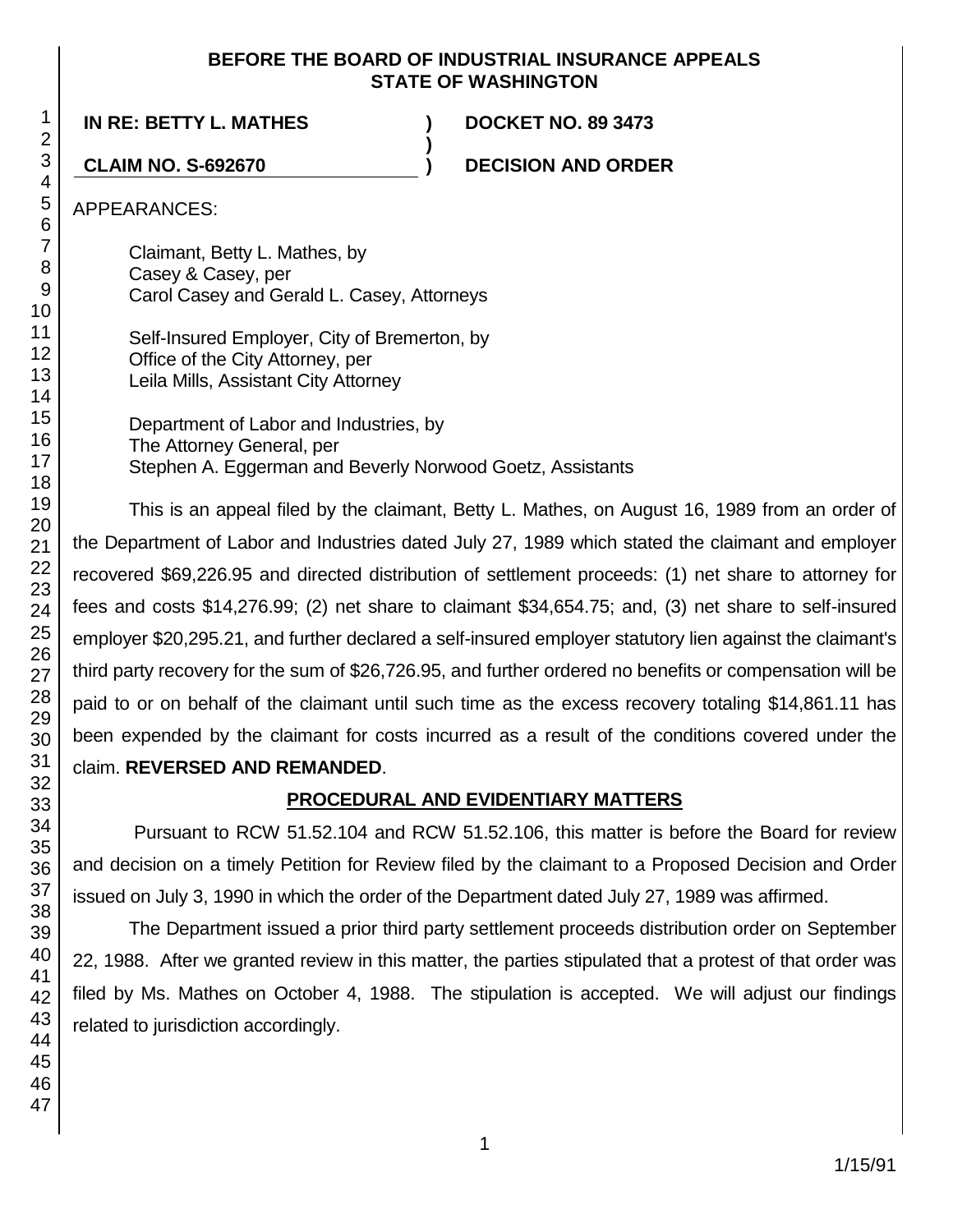**BEFORE THE BOARD OF INDUSTRIAL INSURANCE APPEALS**
**STATE OF WASHINGTON**

**IN RE: BETTY L. MATHES** ) **DOCKET NO. 89 3473**
)
**CLAIM NO. S-692670** ) **DECISION AND ORDER**

APPEARANCES:

Claimant, Betty L. Mathes, by
Casey & Casey, per
Carol Casey and Gerald L. Casey, Attorneys

Self-Insured Employer, City of Bremerton, by
Office of the City Attorney, per
Leila Mills, Assistant City Attorney

Department of Labor and Industries, by
The Attorney General, per
Stephen A. Eggerman and Beverly Norwood Goetz, Assistants

This is an appeal filed by the claimant, Betty L. Mathes, on August 16, 1989 from an order of the Department of Labor and Industries dated July 27, 1989 which stated the claimant and employer recovered $69,226.95 and directed distribution of settlement proceeds: (1) net share to attorney for fees and costs $14,276.99; (2) net share to claimant $34,654.75; and, (3) net share to self-insured employer $20,295.21, and further declared a self-insured employer statutory lien against the claimant's third party recovery for the sum of $26,726.95, and further ordered no benefits or compensation will be paid to or on behalf of the claimant until such time as the excess recovery totaling $14,861.11 has been expended by the claimant for costs incurred as a result of the conditions covered under the claim. **REVERSED AND REMANDED**.

## PROCEDURAL AND EVIDENTIARY MATTERS

Pursuant to RCW 51.52.104 and RCW 51.52.106, this matter is before the Board for review and decision on a timely Petition for Review filed by the claimant to a Proposed Decision and Order issued on July 3, 1990 in which the order of the Department dated July 27, 1989 was affirmed.

The Department issued a prior third party settlement proceeds distribution order on September 22, 1988. After we granted review in this matter, the parties stipulated that a protest of that order was filed by Ms. Mathes on October 4, 1988. The stipulation is accepted. We will adjust our findings related to jurisdiction accordingly.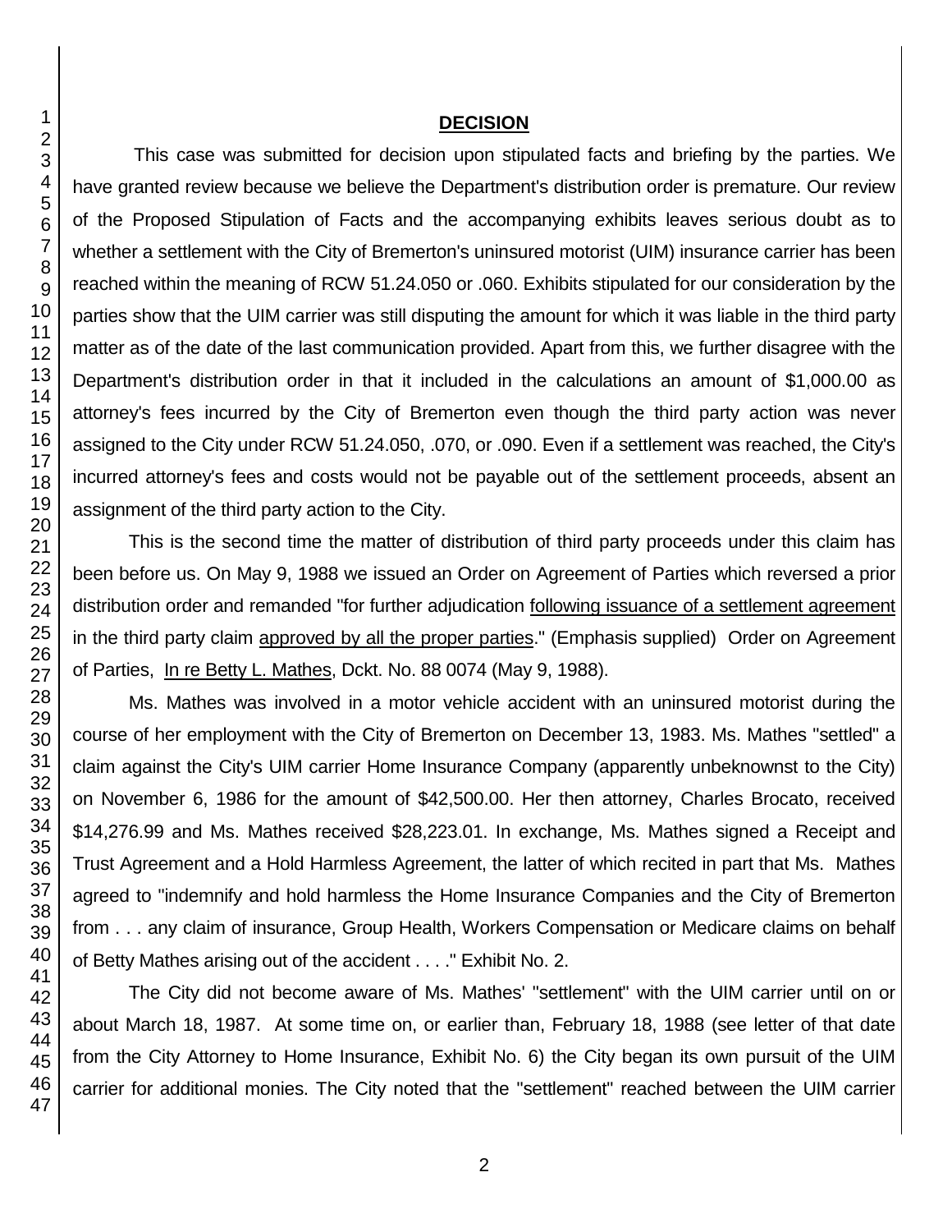## DECISION

This case was submitted for decision upon stipulated facts and briefing by the parties. We have granted review because we believe the Department's distribution order is premature. Our review of the Proposed Stipulation of Facts and the accompanying exhibits leaves serious doubt as to whether a settlement with the City of Bremerton's uninsured motorist (UIM) insurance carrier has been reached within the meaning of RCW 51.24.050 or .060. Exhibits stipulated for our consideration by the parties show that the UIM carrier was still disputing the amount for which it was liable in the third party matter as of the date of the last communication provided. Apart from this, we further disagree with the Department's distribution order in that it included in the calculations an amount of $1,000.00 as attorney's fees incurred by the City of Bremerton even though the third party action was never assigned to the City under RCW 51.24.050, .070, or .090. Even if a settlement was reached, the City's incurred attorney's fees and costs would not be payable out of the settlement proceeds, absent an assignment of the third party action to the City.

This is the second time the matter of distribution of third party proceeds under this claim has been before us. On May 9, 1988 we issued an Order on Agreement of Parties which reversed a prior distribution order and remanded "for further adjudication following issuance of a settlement agreement in the third party claim approved by all the proper parties." (Emphasis supplied) Order on Agreement of Parties, In re Betty L. Mathes, Dckt. No. 88 0074 (May 9, 1988).

Ms. Mathes was involved in a motor vehicle accident with an uninsured motorist during the course of her employment with the City of Bremerton on December 13, 1983. Ms. Mathes "settled" a claim against the City's UIM carrier Home Insurance Company (apparently unbeknownst to the City) on November 6, 1986 for the amount of $42,500.00. Her then attorney, Charles Brocato, received $14,276.99 and Ms. Mathes received $28,223.01. In exchange, Ms. Mathes signed a Receipt and Trust Agreement and a Hold Harmless Agreement, the latter of which recited in part that Ms. Mathes agreed to "indemnify and hold harmless the Home Insurance Companies and the City of Bremerton from . . . any claim of insurance, Group Health, Workers Compensation or Medicare claims on behalf of Betty Mathes arising out of the accident . . . ." Exhibit No. 2.

The City did not become aware of Ms. Mathes' "settlement" with the UIM carrier until on or about March 18, 1987. At some time on, or earlier than, February 18, 1988 (see letter of that date from the City Attorney to Home Insurance, Exhibit No. 6) the City began its own pursuit of the UIM carrier for additional monies. The City noted that the "settlement" reached between the UIM carrier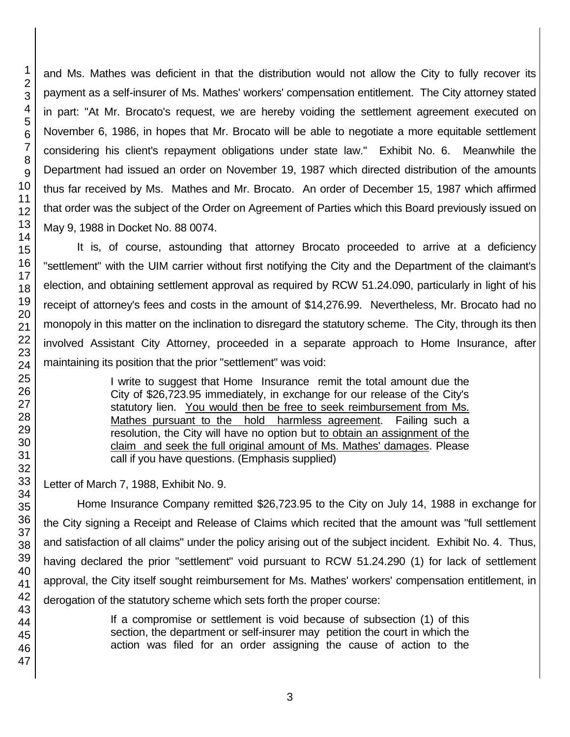and Ms. Mathes was deficient in that the distribution would not allow the City to fully recover its payment as a self-insurer of Ms. Mathes' workers' compensation entitlement. The City attorney stated in part: "At Mr. Brocato's request, we are hereby voiding the settlement agreement executed on November 6, 1986, in hopes that Mr. Brocato will be able to negotiate a more equitable settlement considering his client's repayment obligations under state law." Exhibit No. 6. Meanwhile the Department had issued an order on November 19, 1987 which directed distribution of the amounts thus far received by Ms. Mathes and Mr. Brocato. An order of December 15, 1987 which affirmed that order was the subject of the Order on Agreement of Parties which this Board previously issued on May 9, 1988 in Docket No. 88 0074.

It is, of course, astounding that attorney Brocato proceeded to arrive at a deficiency "settlement" with the UIM carrier without first notifying the City and the Department of the claimant's election, and obtaining settlement approval as required by RCW 51.24.090, particularly in light of his receipt of attorney's fees and costs in the amount of $14,276.99. Nevertheless, Mr. Brocato had no monopoly in this matter on the inclination to disregard the statutory scheme. The City, through its then involved Assistant City Attorney, proceeded in a separate approach to Home Insurance, after maintaining its position that the prior "settlement" was void:

> I write to suggest that Home Insurance remit the total amount due the City of $26,723.95 immediately, in exchange for our release of the City's statutory lien. <u>You would then be free to seek reimbursement from Ms. Mathes pursuant to the hold harmless agreement</u>. Failing such a resolution, the City will have no option but <u>to obtain an assignment of the claim and seek the full original amount of Ms. Mathes' damages</u>. Please call if you have questions. (Emphasis supplied)

Letter of March 7, 1988, Exhibit No. 9.

Home Insurance Company remitted $26,723.95 to the City on July 14, 1988 in exchange for the City signing a Receipt and Release of Claims which recited that the amount was "full settlement and satisfaction of all claims" under the policy arising out of the subject incident. Exhibit No. 4. Thus, having declared the prior "settlement" void pursuant to RCW 51.24.290 (1) for lack of settlement approval, the City itself sought reimbursement for Ms. Mathes' workers' compensation entitlement, in derogation of the statutory scheme which sets forth the proper course:

> If a compromise or settlement is void because of subsection (1) of this section, the department or self-insurer may petition the court in which the action was filed for an order assigning the cause of action to the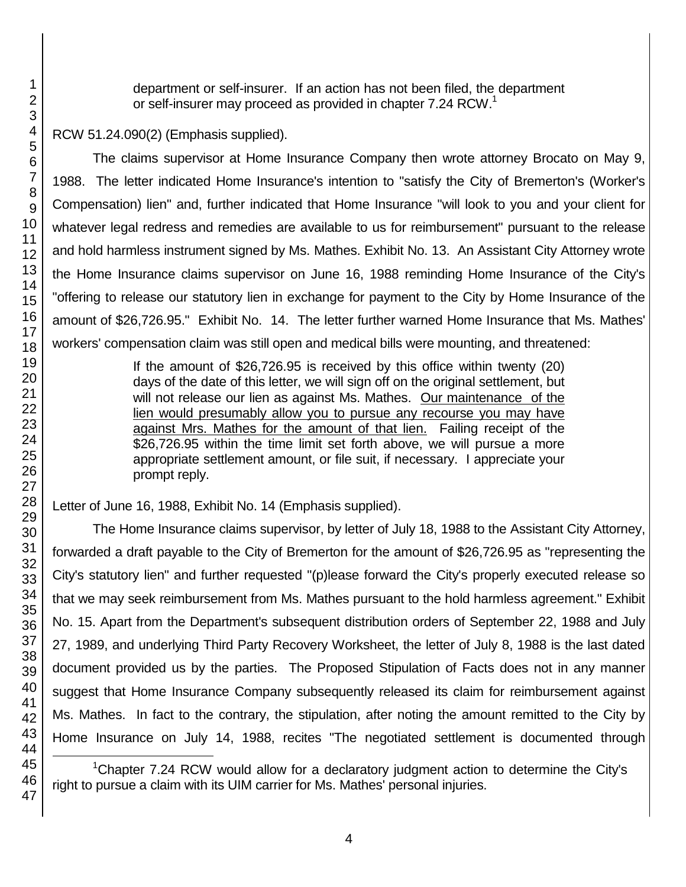> department or self-insurer. If an action has not been filed, the department or self-insurer may proceed as provided in chapter 7.24 RCW.[1]

RCW 51.24.090(2) (Emphasis supplied).

The claims supervisor at Home Insurance Company then wrote attorney Brocato on May 9, 1988. The letter indicated Home Insurance's intention to "satisfy the City of Bremerton's (Worker's Compensation) lien" and, further indicated that Home Insurance "will look to you and your client for whatever legal redress and remedies are available to us for reimbursement" pursuant to the release and hold harmless instrument signed by Ms. Mathes. Exhibit No. 13. An Assistant City Attorney wrote the Home Insurance claims supervisor on June 16, 1988 reminding Home Insurance of the City's "offering to release our statutory lien in exchange for payment to the City by Home Insurance of the amount of $26,726.95." Exhibit No. 14. The letter further warned Home Insurance that Ms. Mathes' workers' compensation claim was still open and medical bills were mounting, and threatened:

> If the amount of $26,726.95 is received by this office within twenty (20) days of the date of this letter, we will sign off on the original settlement, but will not release our lien as against Ms. Mathes. <u>Our maintenance of the lien would presumably allow you to pursue any recourse you may have against Mrs. Mathes for the amount of that lien.</u> Failing receipt of the $26,726.95 within the time limit set forth above, we will pursue a more appropriate settlement amount, or file suit, if necessary. I appreciate your prompt reply.

Letter of June 16, 1988, Exhibit No. 14 (Emphasis supplied).

The Home Insurance claims supervisor, by letter of July 18, 1988 to the Assistant City Attorney, forwarded a draft payable to the City of Bremerton for the amount of $26,726.95 as "representing the City's statutory lien" and further requested "(p)lease forward the City's properly executed release so that we may seek reimbursement from Ms. Mathes pursuant to the hold harmless agreement." Exhibit No. 15. Apart from the Department's subsequent distribution orders of September 22, 1988 and July 27, 1989, and underlying Third Party Recovery Worksheet, the letter of July 8, 1988 is the last dated document provided us by the parties. The Proposed Stipulation of Facts does not in any manner suggest that Home Insurance Company subsequently released its claim for reimbursement against Ms. Mathes. In fact to the contrary, the stipulation, after noting the amount remitted to the City by Home Insurance on July 14, 1988, recites "The negotiated settlement is documented through

[1] Chapter 7.24 RCW would allow for a declaratory judgment action to determine the City's right to pursue a claim with its UIM carrier for Ms. Mathes' personal injuries.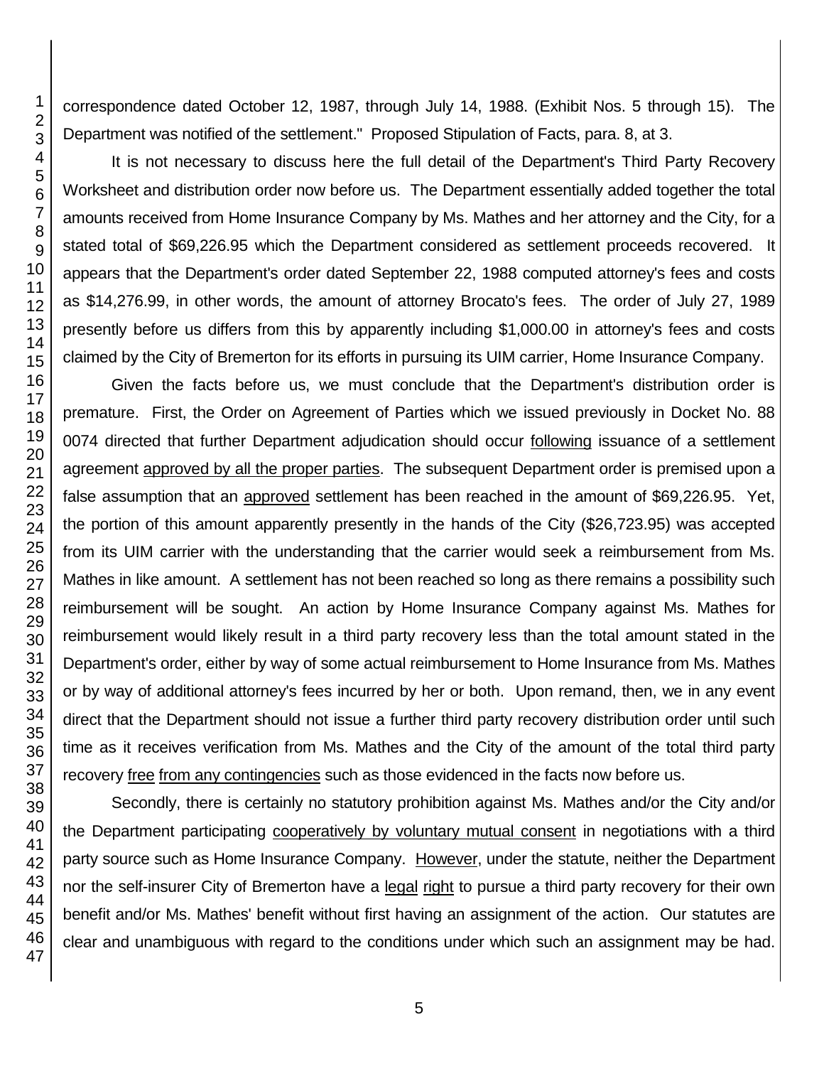correspondence dated October 12, 1987, through July 14, 1988. (Exhibit Nos. 5 through 15). The Department was notified of the settlement." Proposed Stipulation of Facts, para. 8, at 3.

It is not necessary to discuss here the full detail of the Department's Third Party Recovery Worksheet and distribution order now before us. The Department essentially added together the total amounts received from Home Insurance Company by Ms. Mathes and her attorney and the City, for a stated total of $69,226.95 which the Department considered as settlement proceeds recovered. It appears that the Department's order dated September 22, 1988 computed attorney's fees and costs as $14,276.99, in other words, the amount of attorney Brocato's fees. The order of July 27, 1989 presently before us differs from this by apparently including $1,000.00 in attorney's fees and costs claimed by the City of Bremerton for its efforts in pursuing its UIM carrier, Home Insurance Company.

Given the facts before us, we must conclude that the Department's distribution order is premature. First, the Order on Agreement of Parties which we issued previously in Docket No. 88 0074 directed that further Department adjudication should occur <u>following</u> issuance of a settlement agreement <u>approved by all the proper parties</u>. The subsequent Department order is premised upon a false assumption that an <u>approved</u> settlement has been reached in the amount of $69,226.95. Yet, the portion of this amount apparently presently in the hands of the City ($26,723.95) was accepted from its UIM carrier with the understanding that the carrier would seek a reimbursement from Ms. Mathes in like amount. A settlement has not been reached so long as there remains a possibility such reimbursement will be sought. An action by Home Insurance Company against Ms. Mathes for reimbursement would likely result in a third party recovery less than the total amount stated in the Department's order, either by way of some actual reimbursement to Home Insurance from Ms. Mathes or by way of additional attorney's fees incurred by her or both. Upon remand, then, we in any event direct that the Department should not issue a further third party recovery distribution order until such time as it receives verification from Ms. Mathes and the City of the amount of the total third party recovery <u>free</u> <u>from any contingencies</u> such as those evidenced in the facts now before us.

Secondly, there is certainly no statutory prohibition against Ms. Mathes and/or the City and/or the Department participating <u>cooperatively by voluntary mutual consent</u> in negotiations with a third party source such as Home Insurance Company. <u>However</u>, under the statute, neither the Department nor the self-insurer City of Bremerton have a <u>legal</u> <u>right</u> to pursue a third party recovery for their own benefit and/or Ms. Mathes' benefit without first having an assignment of the action. Our statutes are clear and unambiguous with regard to the conditions under which such an assignment may be had.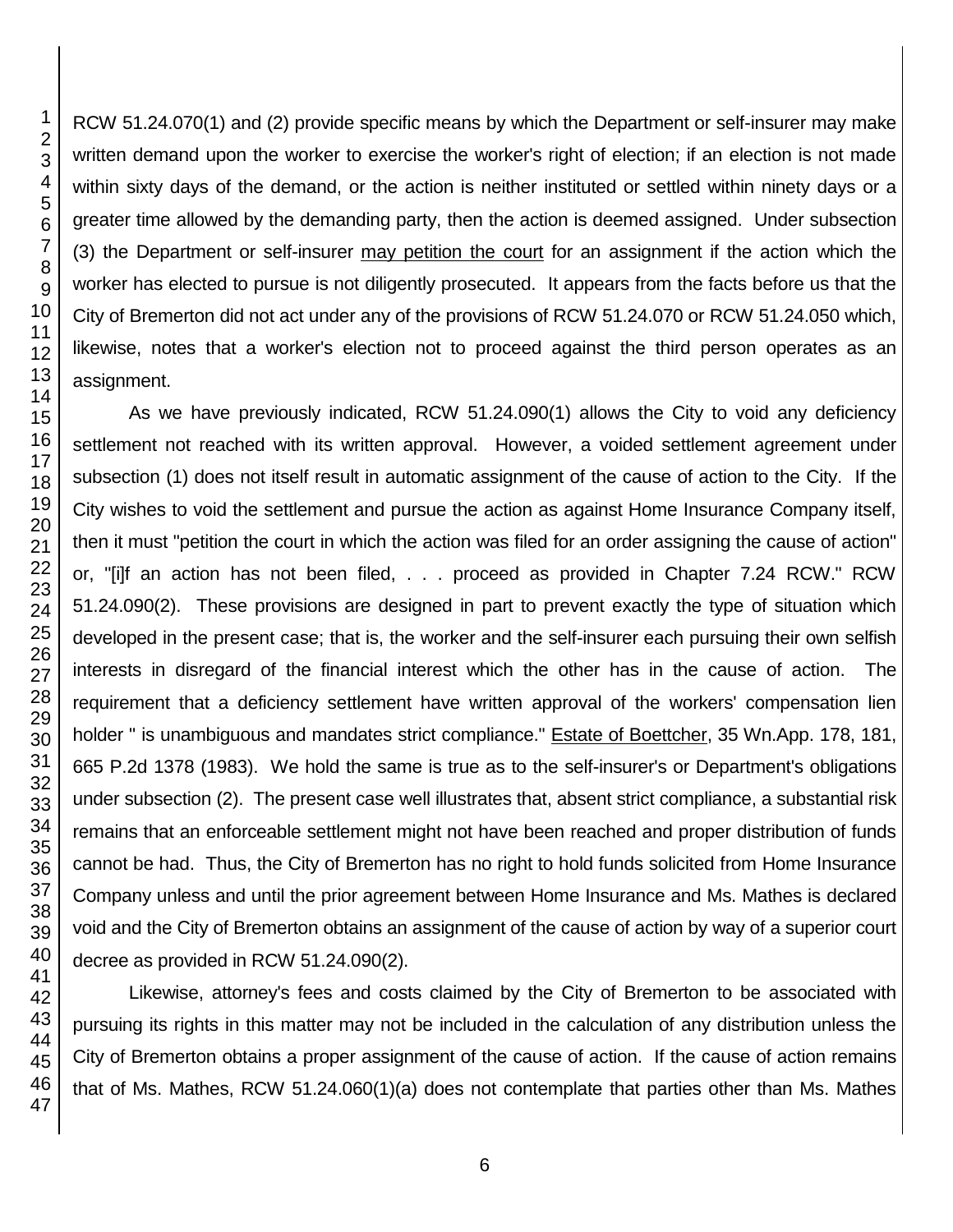RCW 51.24.070(1) and (2) provide specific means by which the Department or self-insurer may make written demand upon the worker to exercise the worker's right of election; if an election is not made within sixty days of the demand, or the action is neither instituted or settled within ninety days or a greater time allowed by the demanding party, then the action is deemed assigned. Under subsection (3) the Department or self-insurer may petition the court for an assignment if the action which the worker has elected to pursue is not diligently prosecuted. It appears from the facts before us that the City of Bremerton did not act under any of the provisions of RCW 51.24.070 or RCW 51.24.050 which, likewise, notes that a worker's election not to proceed against the third person operates as an assignment.

As we have previously indicated, RCW 51.24.090(1) allows the City to void any deficiency settlement not reached with its written approval. However, a voided settlement agreement under subsection (1) does not itself result in automatic assignment of the cause of action to the City. If the City wishes to void the settlement and pursue the action as against Home Insurance Company itself, then it must "petition the court in which the action was filed for an order assigning the cause of action" or, "[i]f an action has not been filed, . . . proceed as provided in Chapter 7.24 RCW." RCW 51.24.090(2). These provisions are designed in part to prevent exactly the type of situation which developed in the present case; that is, the worker and the self-insurer each pursuing their own selfish interests in disregard of the financial interest which the other has in the cause of action. The requirement that a deficiency settlement have written approval of the workers' compensation lien holder " is unambiguous and mandates strict compliance." Estate of Boettcher, 35 Wn.App. 178, 181, 665 P.2d 1378 (1983). We hold the same is true as to the self-insurer's or Department's obligations under subsection (2). The present case well illustrates that, absent strict compliance, a substantial risk remains that an enforceable settlement might not have been reached and proper distribution of funds cannot be had. Thus, the City of Bremerton has no right to hold funds solicited from Home Insurance Company unless and until the prior agreement between Home Insurance and Ms. Mathes is declared void and the City of Bremerton obtains an assignment of the cause of action by way of a superior court decree as provided in RCW 51.24.090(2).

Likewise, attorney's fees and costs claimed by the City of Bremerton to be associated with pursuing its rights in this matter may not be included in the calculation of any distribution unless the City of Bremerton obtains a proper assignment of the cause of action. If the cause of action remains that of Ms. Mathes, RCW 51.24.060(1)(a) does not contemplate that parties other than Ms. Mathes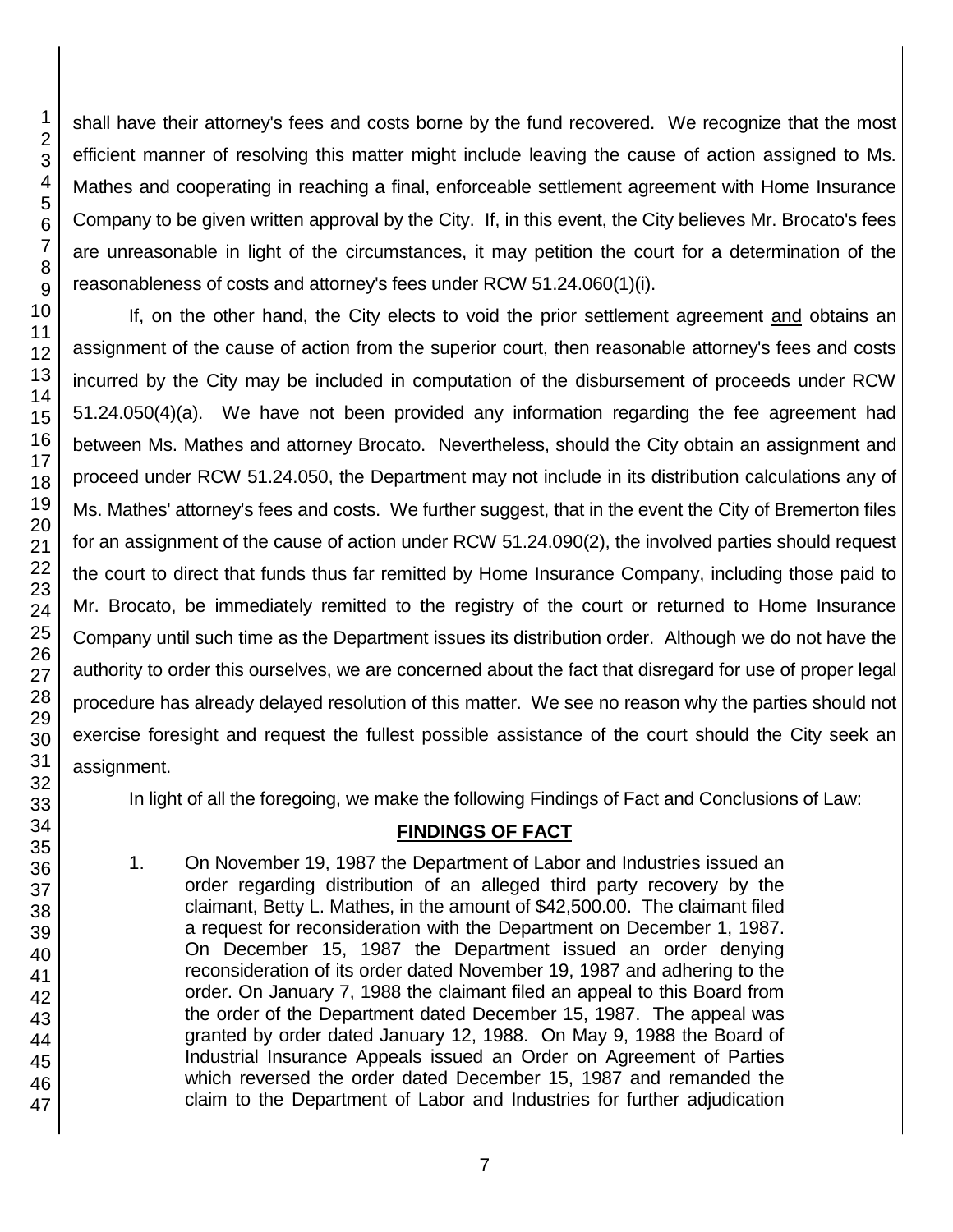shall have their attorney's fees and costs borne by the fund recovered. We recognize that the most efficient manner of resolving this matter might include leaving the cause of action assigned to Ms. Mathes and cooperating in reaching a final, enforceable settlement agreement with Home Insurance Company to be given written approval by the City. If, in this event, the City believes Mr. Brocato's fees are unreasonable in light of the circumstances, it may petition the court for a determination of the reasonableness of costs and attorney's fees under RCW 51.24.060(1)(i).

If, on the other hand, the City elects to void the prior settlement agreement and obtains an assignment of the cause of action from the superior court, then reasonable attorney's fees and costs incurred by the City may be included in computation of the disbursement of proceeds under RCW 51.24.050(4)(a). We have not been provided any information regarding the fee agreement had between Ms. Mathes and attorney Brocato. Nevertheless, should the City obtain an assignment and proceed under RCW 51.24.050, the Department may not include in its distribution calculations any of Ms. Mathes' attorney's fees and costs. We further suggest, that in the event the City of Bremerton files for an assignment of the cause of action under RCW 51.24.090(2), the involved parties should request the court to direct that funds thus far remitted by Home Insurance Company, including those paid to Mr. Brocato, be immediately remitted to the registry of the court or returned to Home Insurance Company until such time as the Department issues its distribution order. Although we do not have the authority to order this ourselves, we are concerned about the fact that disregard for use of proper legal procedure has already delayed resolution of this matter. We see no reason why the parties should not exercise foresight and request the fullest possible assistance of the court should the City seek an assignment.

In light of all the foregoing, we make the following Findings of Fact and Conclusions of Law:

## FINDINGS OF FACT

1. On November 19, 1987 the Department of Labor and Industries issued an order regarding distribution of an alleged third party recovery by the claimant, Betty L. Mathes, in the amount of $42,500.00. The claimant filed a request for reconsideration with the Department on December 1, 1987. On December 15, 1987 the Department issued an order denying reconsideration of its order dated November 19, 1987 and adhering to the order. On January 7, 1988 the claimant filed an appeal to this Board from the order of the Department dated December 15, 1987. The appeal was granted by order dated January 12, 1988. On May 9, 1988 the Board of Industrial Insurance Appeals issued an Order on Agreement of Parties which reversed the order dated December 15, 1987 and remanded the claim to the Department of Labor and Industries for further adjudication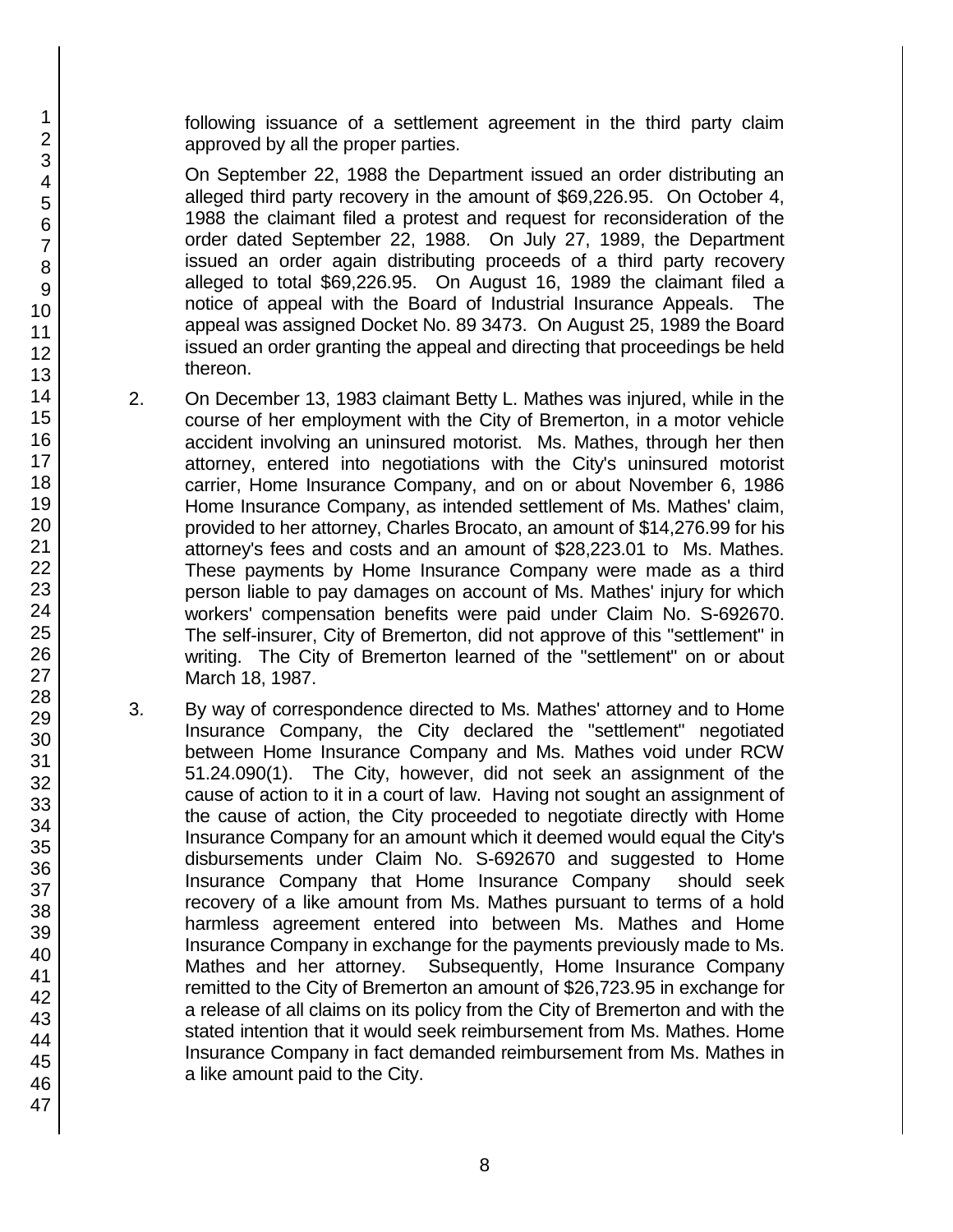following issuance of a settlement agreement in the third party claim approved by all the proper parties.

On September 22, 1988 the Department issued an order distributing an alleged third party recovery in the amount of $69,226.95. On October 4, 1988 the claimant filed a protest and request for reconsideration of the order dated September 22, 1988. On July 27, 1989, the Department issued an order again distributing proceeds of a third party recovery alleged to total $69,226.95. On August 16, 1989 the claimant filed a notice of appeal with the Board of Industrial Insurance Appeals. The appeal was assigned Docket No. 89 3473. On August 25, 1989 the Board issued an order granting the appeal and directing that proceedings be held thereon.

2. On December 13, 1983 claimant Betty L. Mathes was injured, while in the course of her employment with the City of Bremerton, in a motor vehicle accident involving an uninsured motorist. Ms. Mathes, through her then attorney, entered into negotiations with the City's uninsured motorist carrier, Home Insurance Company, and on or about November 6, 1986 Home Insurance Company, as intended settlement of Ms. Mathes' claim, provided to her attorney, Charles Brocato, an amount of $14,276.99 for his attorney's fees and costs and an amount of $28,223.01 to Ms. Mathes. These payments by Home Insurance Company were made as a third person liable to pay damages on account of Ms. Mathes' injury for which workers' compensation benefits were paid under Claim No. S-692670. The self-insurer, City of Bremerton, did not approve of this "settlement" in writing. The City of Bremerton learned of the "settlement" on or about March 18, 1987.

3. By way of correspondence directed to Ms. Mathes' attorney and to Home Insurance Company, the City declared the "settlement" negotiated between Home Insurance Company and Ms. Mathes void under RCW 51.24.090(1). The City, however, did not seek an assignment of the cause of action to it in a court of law. Having not sought an assignment of the cause of action, the City proceeded to negotiate directly with Home Insurance Company for an amount which it deemed would equal the City's disbursements under Claim No. S-692670 and suggested to Home Insurance Company that Home Insurance Company should seek recovery of a like amount from Ms. Mathes pursuant to terms of a hold harmless agreement entered into between Ms. Mathes and Home Insurance Company in exchange for the payments previously made to Ms. Mathes and her attorney. Subsequently, Home Insurance Company remitted to the City of Bremerton an amount of $26,723.95 in exchange for a release of all claims on its policy from the City of Bremerton and with the stated intention that it would seek reimbursement from Ms. Mathes. Home Insurance Company in fact demanded reimbursement from Ms. Mathes in a like amount paid to the City.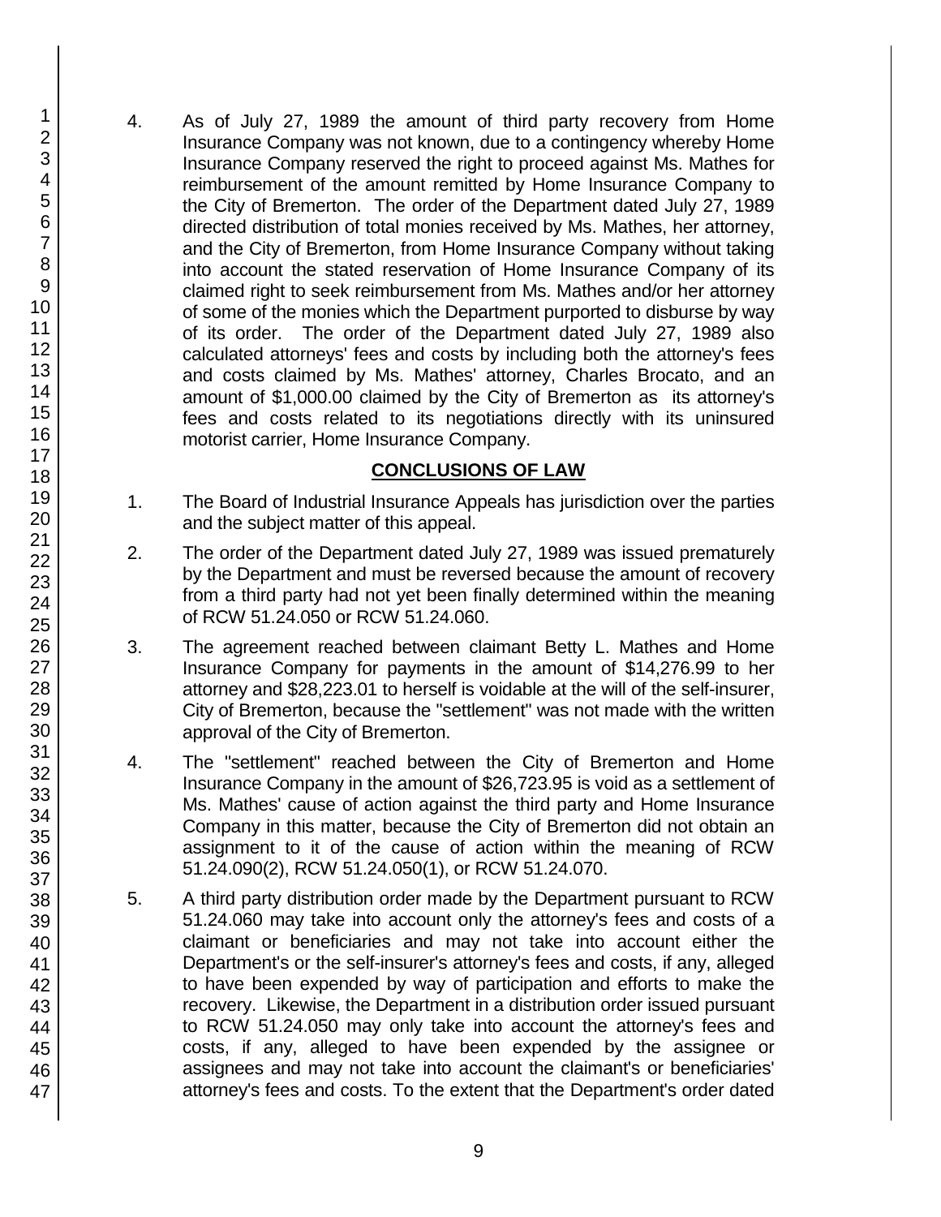4. As of July 27, 1989 the amount of third party recovery from Home Insurance Company was not known, due to a contingency whereby Home Insurance Company reserved the right to proceed against Ms. Mathes for reimbursement of the amount remitted by Home Insurance Company to the City of Bremerton. The order of the Department dated July 27, 1989 directed distribution of total monies received by Ms. Mathes, her attorney, and the City of Bremerton, from Home Insurance Company without taking into account the stated reservation of Home Insurance Company of its claimed right to seek reimbursement from Ms. Mathes and/or her attorney of some of the monies which the Department purported to disburse by way of its order. The order of the Department dated July 27, 1989 also calculated attorneys' fees and costs by including both the attorney's fees and costs claimed by Ms. Mathes' attorney, Charles Brocato, and an amount of $1,000.00 claimed by the City of Bremerton as its attorney's fees and costs related to its negotiations directly with its uninsured motorist carrier, Home Insurance Company.

## CONCLUSIONS OF LAW

1. The Board of Industrial Insurance Appeals has jurisdiction over the parties and the subject matter of this appeal.

2. The order of the Department dated July 27, 1989 was issued prematurely by the Department and must be reversed because the amount of recovery from a third party had not yet been finally determined within the meaning of RCW 51.24.050 or RCW 51.24.060.

3. The agreement reached between claimant Betty L. Mathes and Home Insurance Company for payments in the amount of $14,276.99 to her attorney and $28,223.01 to herself is voidable at the will of the self-insurer, City of Bremerton, because the "settlement" was not made with the written approval of the City of Bremerton.

4. The "settlement" reached between the City of Bremerton and Home Insurance Company in the amount of $26,723.95 is void as a settlement of Ms. Mathes' cause of action against the third party and Home Insurance Company in this matter, because the City of Bremerton did not obtain an assignment to it of the cause of action within the meaning of RCW 51.24.090(2), RCW 51.24.050(1), or RCW 51.24.070.

5. A third party distribution order made by the Department pursuant to RCW 51.24.060 may take into account only the attorney's fees and costs of a claimant or beneficiaries and may not take into account either the Department's or the self-insurer's attorney's fees and costs, if any, alleged to have been expended by way of participation and efforts to make the recovery. Likewise, the Department in a distribution order issued pursuant to RCW 51.24.050 may only take into account the attorney's fees and costs, if any, alleged to have been expended by the assignee or assignees and may not take into account the claimant's or beneficiaries' attorney's fees and costs. To the extent that the Department's order dated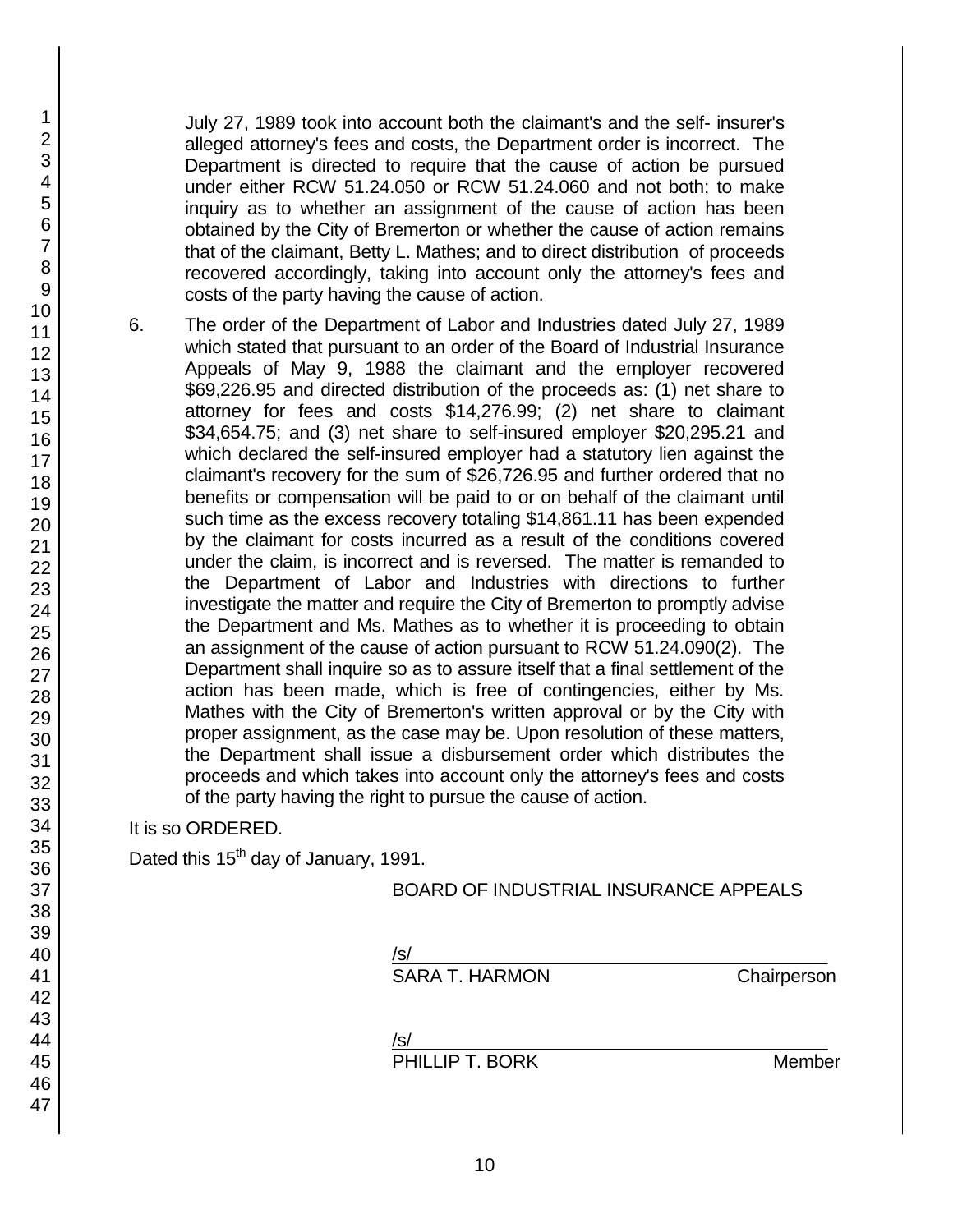July 27, 1989 took into account both the claimant's and the self- insurer's alleged attorney's fees and costs, the Department order is incorrect. The Department is directed to require that the cause of action be pursued under either RCW 51.24.050 or RCW 51.24.060 and not both; to make inquiry as to whether an assignment of the cause of action has been obtained by the City of Bremerton or whether the cause of action remains that of the claimant, Betty L. Mathes; and to direct distribution of proceeds recovered accordingly, taking into account only the attorney's fees and costs of the party having the cause of action.

6. The order of the Department of Labor and Industries dated July 27, 1989 which stated that pursuant to an order of the Board of Industrial Insurance Appeals of May 9, 1988 the claimant and the employer recovered $69,226.95 and directed distribution of the proceeds as: (1) net share to attorney for fees and costs $14,276.99; (2) net share to claimant $34,654.75; and (3) net share to self-insured employer $20,295.21 and which declared the self-insured employer had a statutory lien against the claimant's recovery for the sum of $26,726.95 and further ordered that no benefits or compensation will be paid to or on behalf of the claimant until such time as the excess recovery totaling $14,861.11 has been expended by the claimant for costs incurred as a result of the conditions covered under the claim, is incorrect and is reversed. The matter is remanded to the Department of Labor and Industries with directions to further investigate the matter and require the City of Bremerton to promptly advise the Department and Ms. Mathes as to whether it is proceeding to obtain an assignment of the cause of action pursuant to RCW 51.24.090(2). The Department shall inquire so as to assure itself that a final settlement of the action has been made, which is free of contingencies, either by Ms. Mathes with the City of Bremerton's written approval or by the City with proper assignment, as the case may be. Upon resolution of these matters, the Department shall issue a disbursement order which distributes the proceeds and which takes into account only the attorney's fees and costs of the party having the right to pursue the cause of action.

It is so ORDERED.

Dated this 15th day of January, 1991.

BOARD OF INDUSTRIAL INSURANCE APPEALS

/s/
SARA T. HARMON Chairperson

/s/
PHILLIP T. BORK Member